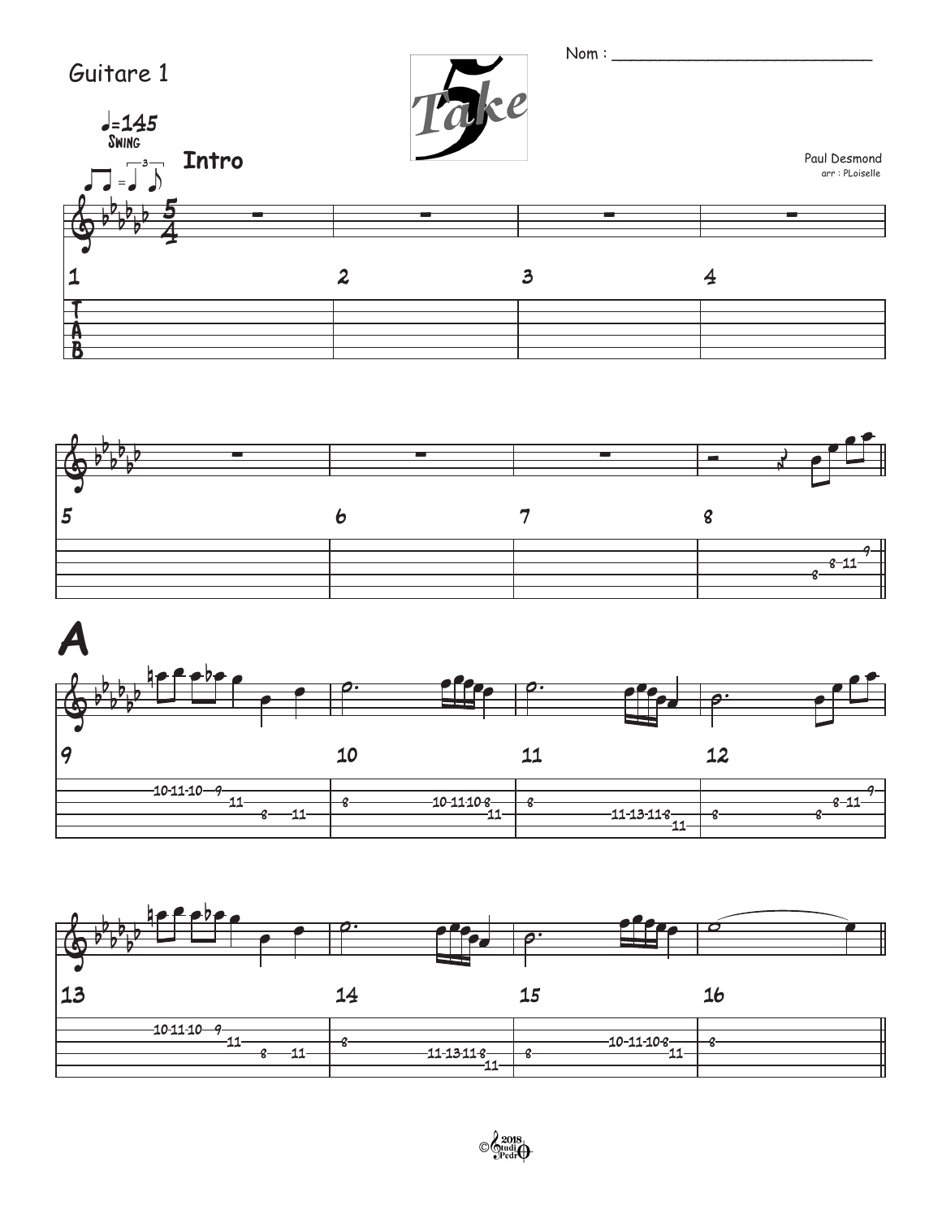Nom : ____________________________

Guitare 1

# Take 5

Paul Desmond

arr : PLoiselle

♩=145

Swing

Intro

A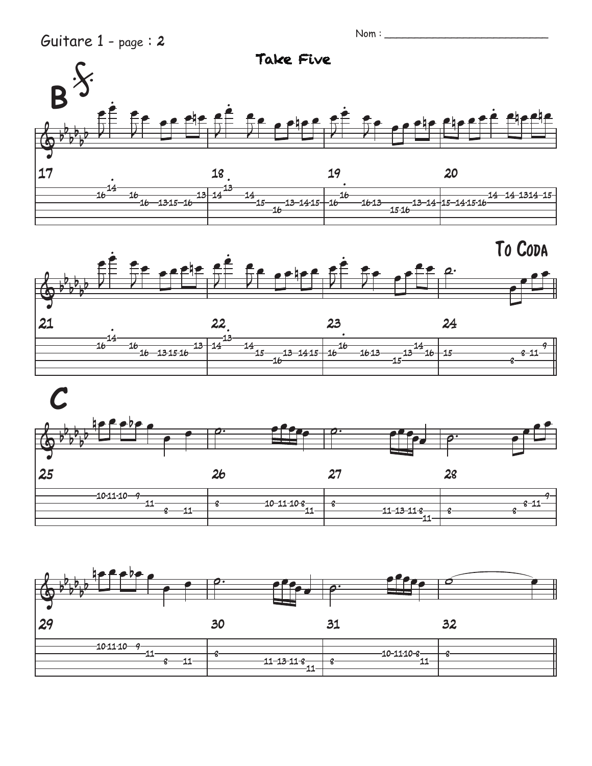Guitare 1 - page : 2

Nom : ____________________________

# Take Five

**B**

**To Coda**

**C**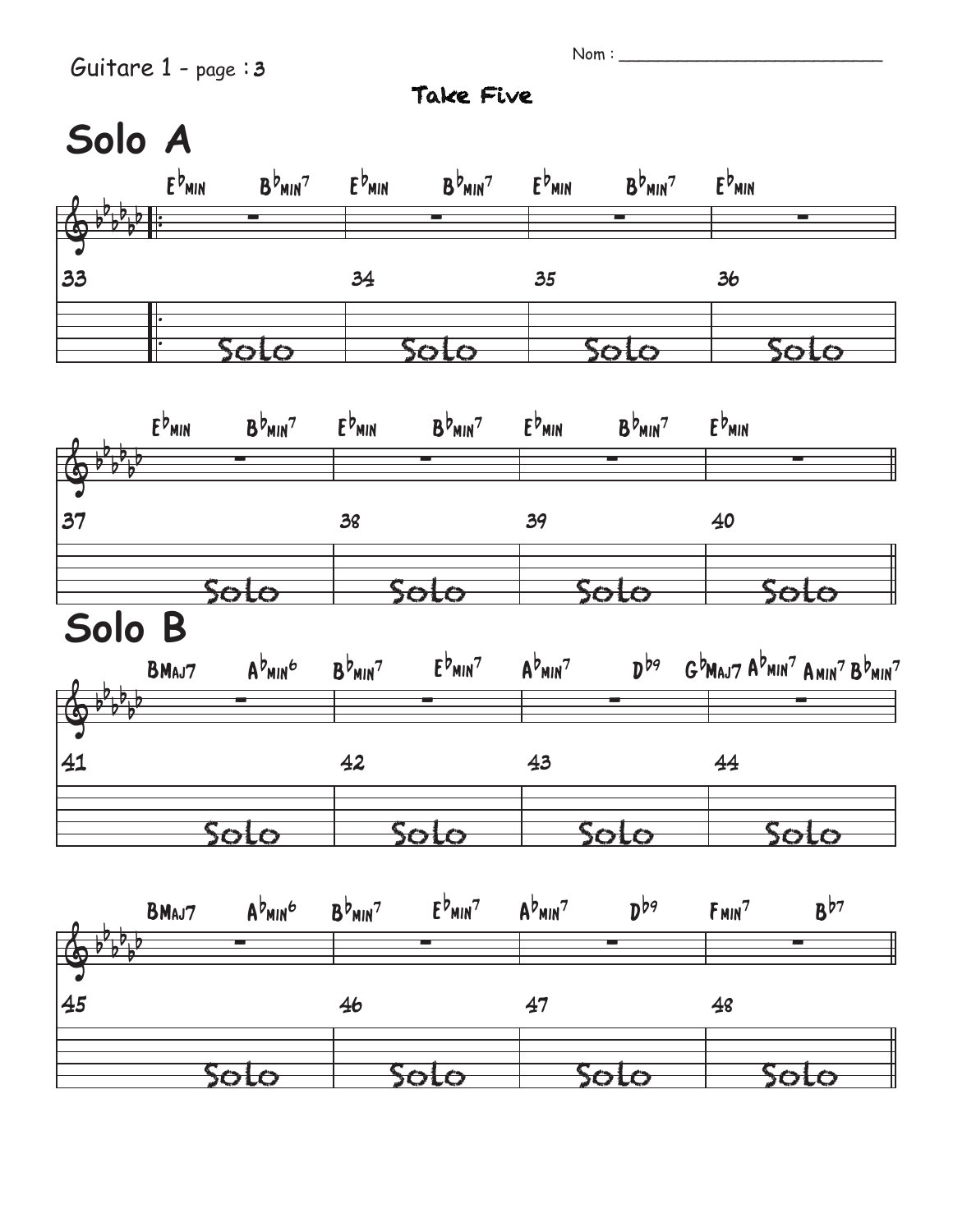Guitare 1 - page : 3

Nom : ___________________________

Take Five

## Solo A

E♭min B♭min7 E♭min B♭min7 E♭min B♭min7 E♭min

33 Solo | 34 Solo | 35 Solo | 36 Solo

E♭min B♭min7 E♭min B♭min7 E♭min B♭min7 E♭min

37 Solo | 38 Solo | 39 Solo | 40 Solo

## Solo B

Bmaj7 A♭min6 B♭min7 E♭min7 A♭min7 D♭9 G♭maj7 A♭min7 Amin7 B♭min7

41 Solo | 42 Solo | 43 Solo | 44 Solo

Bmaj7 A♭min6 B♭min7 E♭min7 A♭min7 D♭9 Fmin7 B♭7

45 Solo | 46 Solo | 47 Solo | 48 Solo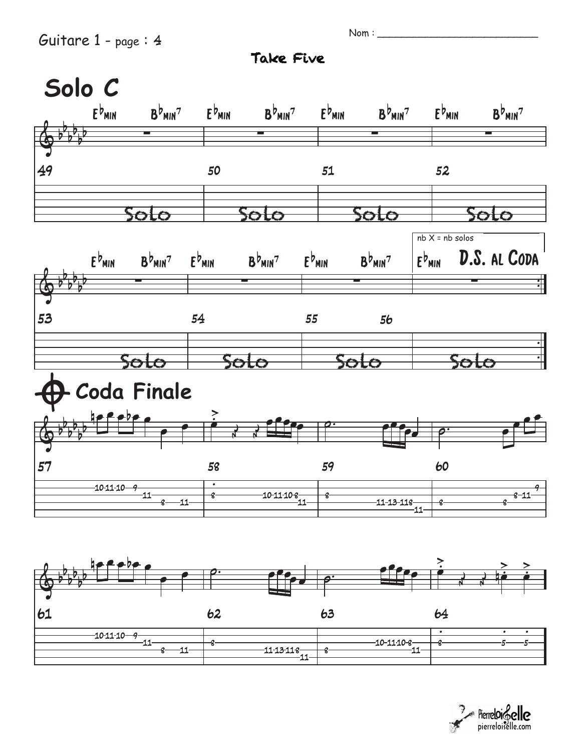Guitare 1 - page : 4

Nom : ___________________________

**Take Five**

# Solo C

E♭MIN B♭MIN7 E♭MIN B♭MIN7 E♭MIN B♭MIN7 E♭MIN B♭MIN7

49 50 51 52

Solo Solo Solo Solo

E♭MIN B♭MIN7 E♭MIN B♭MIN7 E♭MIN B♭MIN7 E♭MIN

nb X = nb solos

D.S. AL CODA

53 54 55 56

Solo Solo Solo Solo

# Coda Finale

57 58 59 60

61 62 63 64

Pierreloiselle
pierreloiselle.com